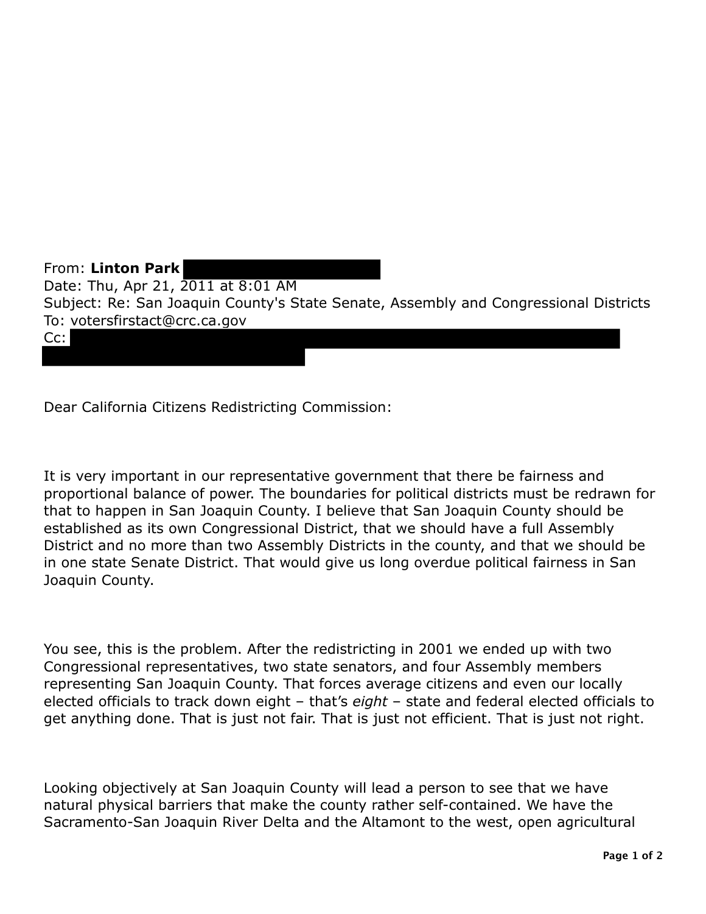From: **Linton Park**
Date: Thu, Apr 21, 2011 at 8:01 AM
Subject: Re: San Joaquin County's State Senate, Assembly and Congressional Districts
To: votersfirstact@crc.ca.gov
Cc:

Dear California Citizens Redistricting Commission:

It is very important in our representative government that there be fairness and proportional balance of power. The boundaries for political districts must be redrawn for that to happen in San Joaquin County. I believe that San Joaquin County should be established as its own Congressional District, that we should have a full Assembly District and no more than two Assembly Districts in the county, and that we should be in one state Senate District. That would give us long overdue political fairness in San Joaquin County.

You see, this is the problem. After the redistricting in 2001 we ended up with two Congressional representatives, two state senators, and four Assembly members representing San Joaquin County. That forces average citizens and even our locally elected officials to track down eight – that's *eight* – state and federal elected officials to get anything done. That is just not fair. That is just not efficient. That is just not right.

Looking objectively at San Joaquin County will lead a person to see that we have natural physical barriers that make the county rather self-contained. We have the Sacramento-San Joaquin River Delta and the Altamont to the west, open agricultural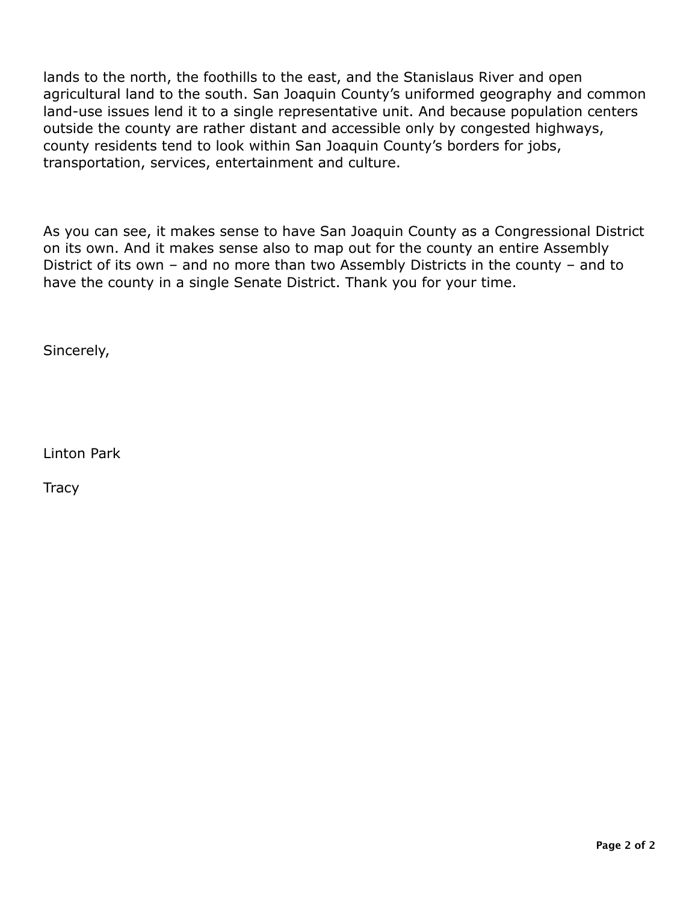lands to the north, the foothills to the east, and the Stanislaus River and open agricultural land to the south. San Joaquin County's uniformed geography and common land-use issues lend it to a single representative unit. And because population centers outside the county are rather distant and accessible only by congested highways, county residents tend to look within San Joaquin County's borders for jobs, transportation, services, entertainment and culture.

As you can see, it makes sense to have San Joaquin County as a Congressional District on its own. And it makes sense also to map out for the county an entire Assembly District of its own – and no more than two Assembly Districts in the county – and to have the county in a single Senate District. Thank you for your time.

Sincerely,

Linton Park

Tracy